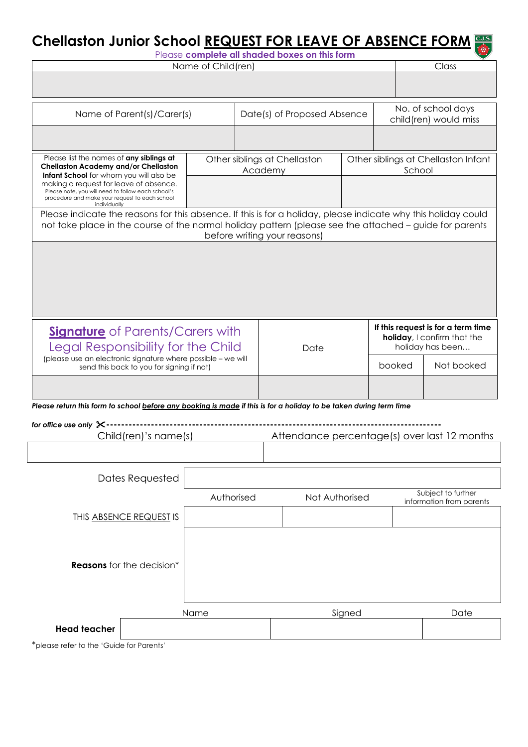# Chellaston Junior School REQUEST FOR LEAVE OF ABSENCE FORM

Please **complete all shaded boxes on this form**

| Name of Child(ren) | Class |
|---|---|
| | |

| Name of Parent(s)/Carer(s) | Date(s) of Proposed Absence | No. of school days child(ren) would miss |
|---|---|---|
| | | |

| Please list the names of **any siblings at Chellaston Academy and/or Chellaston Infant School** for whom you will also be making a request for leave of absence. Please note, you will need to follow each school's procedure and make your request to each school individually | Other siblings at Chellaston Academy | Other siblings at Chellaston Infant School |
|---|---|---|
| | | |

| Please indicate the reasons for this absence. If this is for a holiday, please indicate why this holiday could not take place in the course of the normal holiday pattern (please see the attached – guide for parents before writing your reasons) |
|---|
| |

| **Signature** of Parents/Carers with Legal Responsibility for the Child (please use an electronic signature where possible – we will send this back to you for signing if not) | Date | If this request is for a term time **holiday**, I confirm that the holiday has been… | |
|---|---|---|---|
| | | booked | Not booked |
| | | | |

***Please return this form to school before any booking is made if this is for a holiday to be taken during term time***

*for office use only* ✂--------------------------------------------------------------------------------------

| Child(ren)'s name(s) | Attendance percentage(s) over last 12 months |
|---|---|
| | |

| | | | |
|---|---|---|---|
| Dates Requested | | | |
| | Authorised | Not Authorised | Subject to further information from parents |
| THIS ABSENCE REQUEST IS | | | |
| **Reasons** for the decision* | | | |

| | Name | Signed | Date |
|---|---|---|---|
| **Head teacher** | | | |

*please refer to the 'Guide for Parents'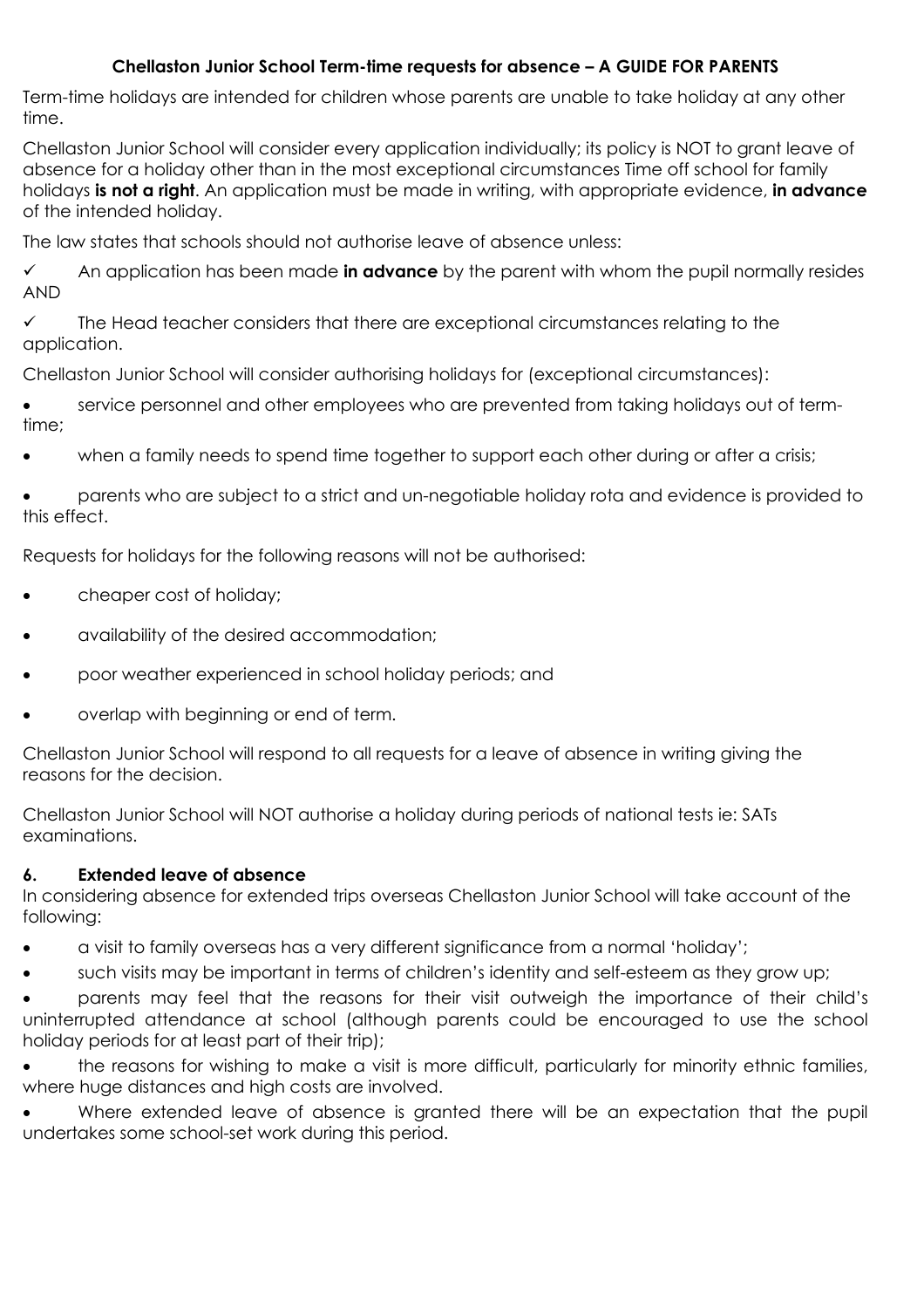**Chellaston Junior School Term-time requests for absence – A GUIDE FOR PARENTS**

Term-time holidays are intended for children whose parents are unable to take holiday at any other time.

Chellaston Junior School will consider every application individually; its policy is NOT to grant leave of absence for a holiday other than in the most exceptional circumstances Time off school for family holidays **is not a right**. An application must be made in writing, with appropriate evidence, **in advance** of the intended holiday.

The law states that schools should not authorise leave of absence unless:

- ✓ An application has been made **in advance** by the parent with whom the pupil normally resides AND
- ✓ The Head teacher considers that there are exceptional circumstances relating to the application.

Chellaston Junior School will consider authorising holidays for (exceptional circumstances):

- service personnel and other employees who are prevented from taking holidays out of term-time;
- when a family needs to spend time together to support each other during or after a crisis;
- parents who are subject to a strict and un-negotiable holiday rota and evidence is provided to this effect.

Requests for holidays for the following reasons will not be authorised:

- cheaper cost of holiday;
- availability of the desired accommodation;
- poor weather experienced in school holiday periods; and
- overlap with beginning or end of term.

Chellaston Junior School will respond to all requests for a leave of absence in writing giving the reasons for the decision.

Chellaston Junior School will NOT authorise a holiday during periods of national tests ie: SATs examinations.

### 6. Extended leave of absence

In considering absence for extended trips overseas Chellaston Junior School will take account of the following:

- a visit to family overseas has a very different significance from a normal 'holiday';
- such visits may be important in terms of children's identity and self-esteem as they grow up;
- parents may feel that the reasons for their visit outweigh the importance of their child's uninterrupted attendance at school (although parents could be encouraged to use the school holiday periods for at least part of their trip);
- the reasons for wishing to make a visit is more difficult, particularly for minority ethnic families, where huge distances and high costs are involved.
- Where extended leave of absence is granted there will be an expectation that the pupil undertakes some school-set work during this period.